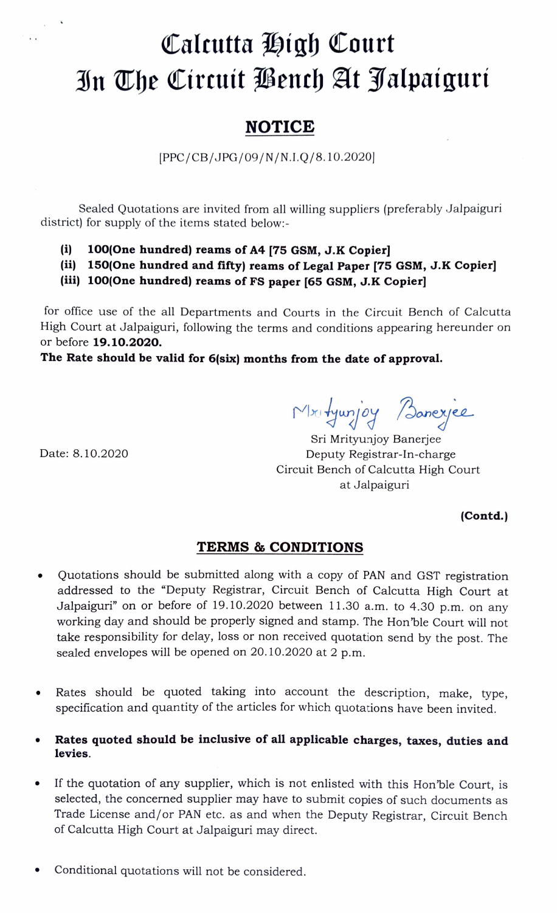# Calcutta High Court
# In The Circuit Bench At Jalpaiguri

## NOTICE

[PPC/CB/JPG/09/N/N.I.Q/8.10.2020]

Sealed Quotations are invited from all willing suppliers (preferably Jalpaiguri district) for supply of the items stated below:-

**(i) 100(One hundred) reams of A4 [75 GSM, J.K Copier]**
**(ii) 150(One hundred and fifty) reams of Legal Paper [75 GSM, J.K Copier]**
**(iii) 100(One hundred) reams of FS paper [65 GSM, J.K Copier]**

for office use of the all Departments and Courts in the Circuit Bench of Calcutta High Court at Jalpaiguri, following the terms and conditions appearing hereunder on or before **19.10.2020.**

**The Rate should be valid for 6(six) months from the date of approval.**

Date: 8.10.2020

Mrityunjoy Banerjee
Sri Mrityunjoy Banerjee
Deputy Registrar-In-charge
Circuit Bench of Calcutta High Court
at Jalpaiguri

**(Contd.)**

## TERMS & CONDITIONS

- Quotations should be submitted along with a copy of PAN and GST registration addressed to the "Deputy Registrar, Circuit Bench of Calcutta High Court at Jalpaiguri" on or before of 19.10.2020 between 11.30 a.m. to 4.30 p.m. on any working day and should be properly signed and stamp. The Hon'ble Court will not take responsibility for delay, loss or non received quotation send by the post. The sealed envelopes will be opened on 20.10.2020 at 2 p.m.

- Rates should be quoted taking into account the description, make, type, specification and quantity of the articles for which quotations have been invited.

- **Rates quoted should be inclusive of all applicable charges, taxes, duties and levies.**

- If the quotation of any supplier, which is not enlisted with this Hon'ble Court, is selected, the concerned supplier may have to submit copies of such documents as Trade License and/or PAN etc. as and when the Deputy Registrar, Circuit Bench of Calcutta High Court at Jalpaiguri may direct.

- Conditional quotations will not be considered.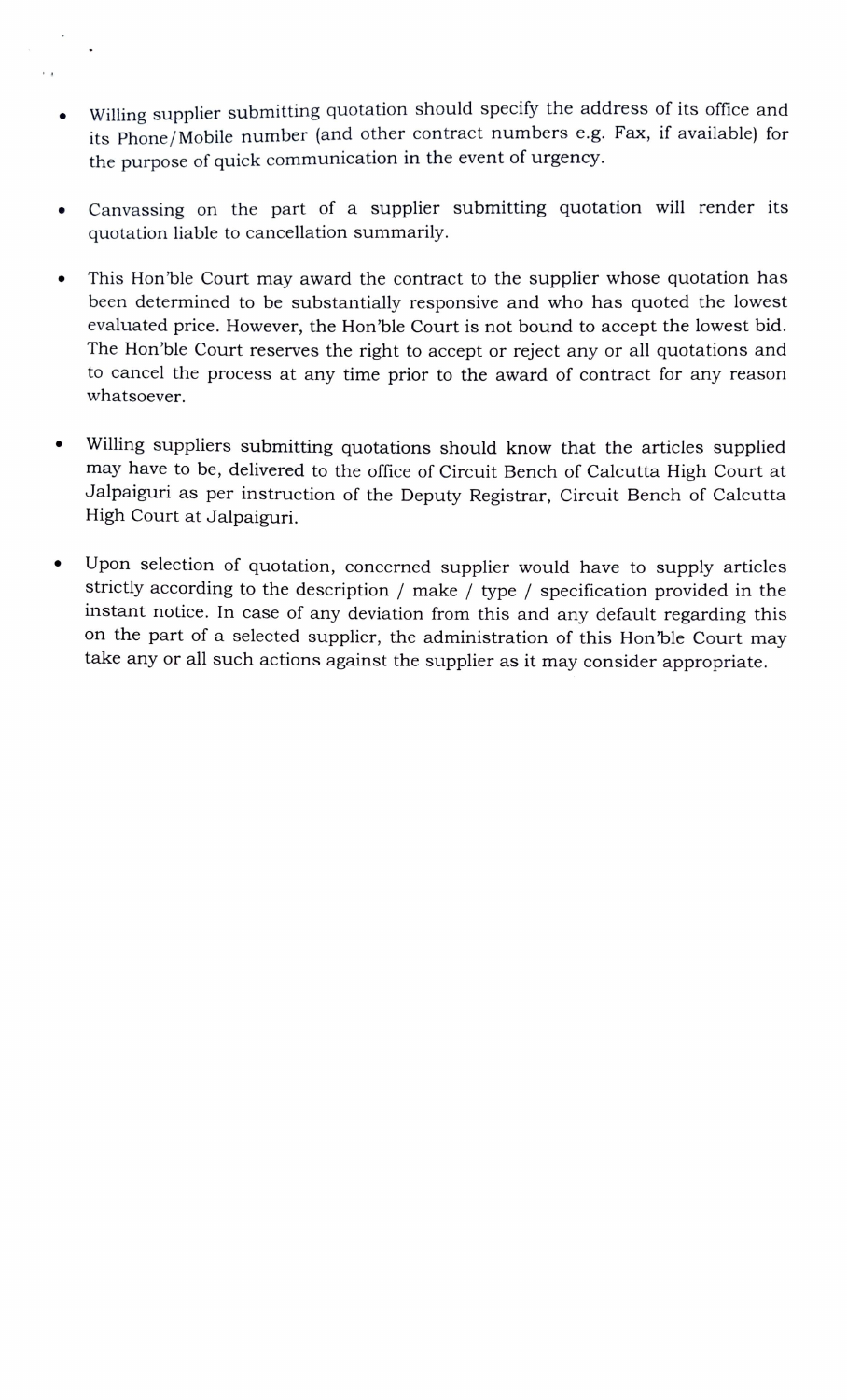- Willing supplier submitting quotation should specify the address of its office and its Phone/Mobile number (and other contract numbers e.g. Fax, if available) for the purpose of quick communication in the event of urgency.

- Canvassing on the part of a supplier submitting quotation will render its quotation liable to cancellation summarily.

- This Hon'ble Court may award the contract to the supplier whose quotation has been determined to be substantially responsive and who has quoted the lowest evaluated price. However, the Hon'ble Court is not bound to accept the lowest bid. The Hon'ble Court reserves the right to accept or reject any or all quotations and to cancel the process at any time prior to the award of contract for any reason whatsoever.

- Willing suppliers submitting quotations should know that the articles supplied may have to be, delivered to the office of Circuit Bench of Calcutta High Court at Jalpaiguri as per instruction of the Deputy Registrar, Circuit Bench of Calcutta High Court at Jalpaiguri.

- Upon selection of quotation, concerned supplier would have to supply articles strictly according to the description / make / type / specification provided in the instant notice. In case of any deviation from this and any default regarding this on the part of a selected supplier, the administration of this Hon'ble Court may take any or all such actions against the supplier as it may consider appropriate.